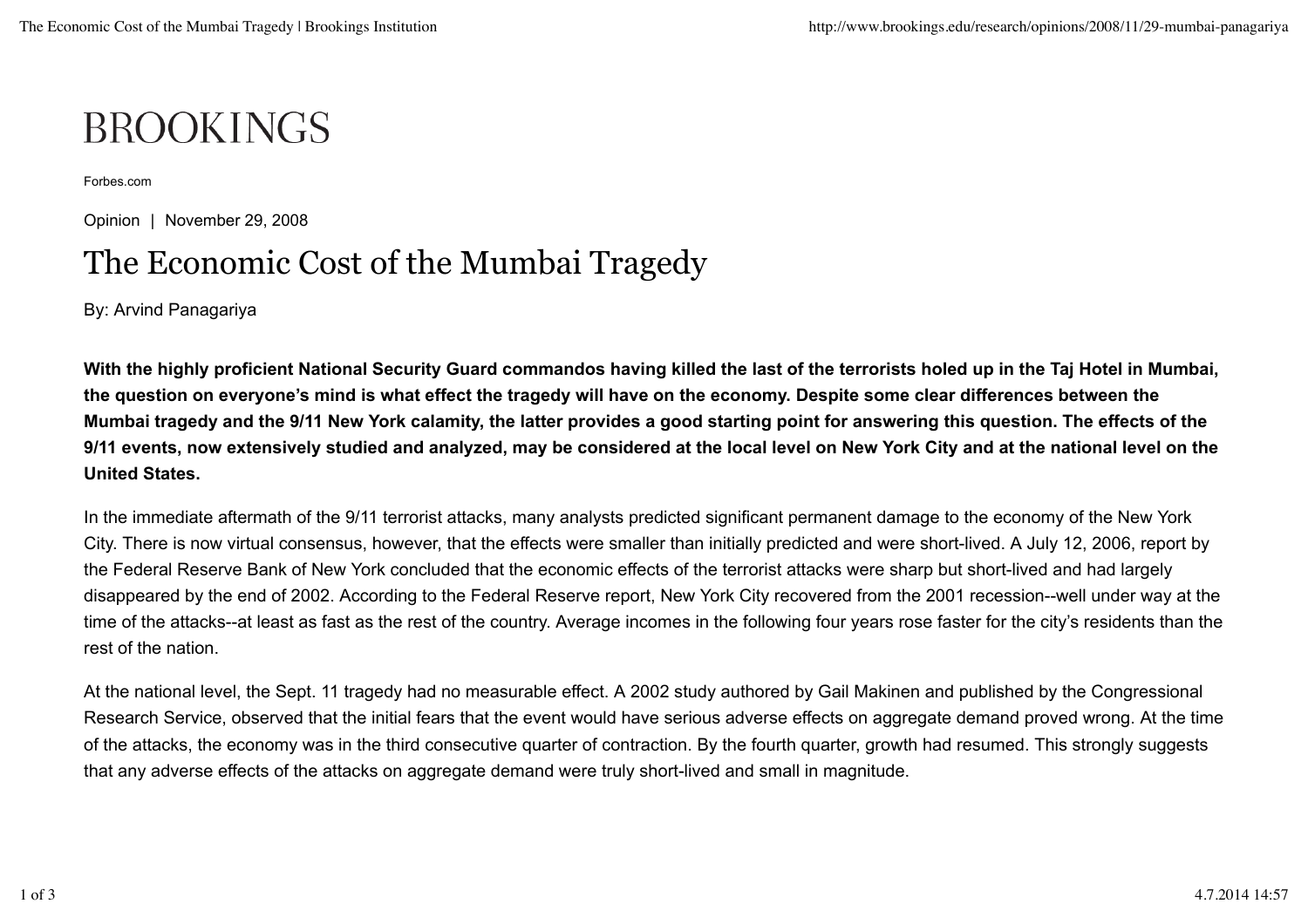# BROOKINGS

Forbes.com

Opinion | November 29, 2008

# The Economic Cost of the Mumbai Tragedy

By: Arvind Panagariya

**With the highly proficient National Security Guard commandos having killed the last of the terrorists holed up in the Taj Hotel in Mumbai, the question on everyone's mind is what effect the tragedy will have on the economy. Despite some clear differences between the Mumbai tragedy and the 9/11 New York calamity, the latter provides a good starting point for answering this question. The effects of the 9/11 events, now extensively studied and analyzed, may be considered at the local level on New York City and at the national level on the United States.**

In the immediate aftermath of the 9/11 terrorist attacks, many analysts predicted significant permanent damage to the economy of the New York City. There is now virtual consensus, however, that the effects were smaller than initially predicted and were short-lived. A July 12, 2006, report by the Federal Reserve Bank of New York concluded that the economic effects of the terrorist attacks were sharp but short-lived and had largely disappeared by the end of 2002. According to the Federal Reserve report, New York City recovered from the 2001 recession--well under way at the time of the attacks--at least as fast as the rest of the country. Average incomes in the following four years rose faster for the city's residents than the rest of the nation.

At the national level, the Sept. 11 tragedy had no measurable effect. A 2002 study authored by Gail Makinen and published by the Congressional Research Service, observed that the initial fears that the event would have serious adverse effects on aggregate demand proved wrong. At the time of the attacks, the economy was in the third consecutive quarter of contraction. By the fourth quarter, growth had resumed. This strongly suggests that any adverse effects of the attacks on aggregate demand were truly short-lived and small in magnitude.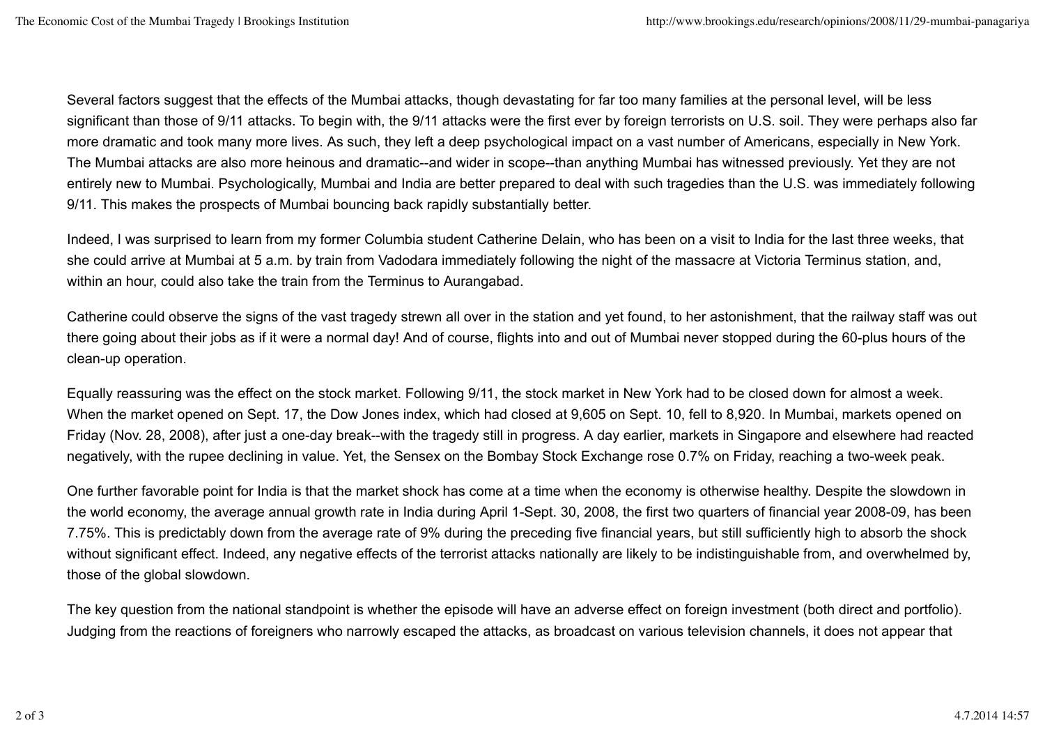Several factors suggest that the effects of the Mumbai attacks, though devastating for far too many families at the personal level, will be less significant than those of 9/11 attacks. To begin with, the 9/11 attacks were the first ever by foreign terrorists on U.S. soil. They were perhaps also far more dramatic and took many more lives. As such, they left a deep psychological impact on a vast number of Americans, especially in New York. The Mumbai attacks are also more heinous and dramatic--and wider in scope--than anything Mumbai has witnessed previously. Yet they are not entirely new to Mumbai. Psychologically, Mumbai and India are better prepared to deal with such tragedies than the U.S. was immediately following 9/11. This makes the prospects of Mumbai bouncing back rapidly substantially better.

Indeed, I was surprised to learn from my former Columbia student Catherine Delain, who has been on a visit to India for the last three weeks, that she could arrive at Mumbai at 5 a.m. by train from Vadodara immediately following the night of the massacre at Victoria Terminus station, and, within an hour, could also take the train from the Terminus to Aurangabad.

Catherine could observe the signs of the vast tragedy strewn all over in the station and yet found, to her astonishment, that the railway staff was out there going about their jobs as if it were a normal day! And of course, flights into and out of Mumbai never stopped during the 60-plus hours of the clean-up operation.

Equally reassuring was the effect on the stock market. Following 9/11, the stock market in New York had to be closed down for almost a week. When the market opened on Sept. 17, the Dow Jones index, which had closed at 9,605 on Sept. 10, fell to 8,920. In Mumbai, markets opened on Friday (Nov. 28, 2008), after just a one-day break--with the tragedy still in progress. A day earlier, markets in Singapore and elsewhere had reacted negatively, with the rupee declining in value. Yet, the Sensex on the Bombay Stock Exchange rose 0.7% on Friday, reaching a two-week peak.

One further favorable point for India is that the market shock has come at a time when the economy is otherwise healthy. Despite the slowdown in the world economy, the average annual growth rate in India during April 1-Sept. 30, 2008, the first two quarters of financial year 2008-09, has been 7.75%. This is predictably down from the average rate of 9% during the preceding five financial years, but still sufficiently high to absorb the shock without significant effect. Indeed, any negative effects of the terrorist attacks nationally are likely to be indistinguishable from, and overwhelmed by, those of the global slowdown.

The key question from the national standpoint is whether the episode will have an adverse effect on foreign investment (both direct and portfolio). Judging from the reactions of foreigners who narrowly escaped the attacks, as broadcast on various television channels, it does not appear that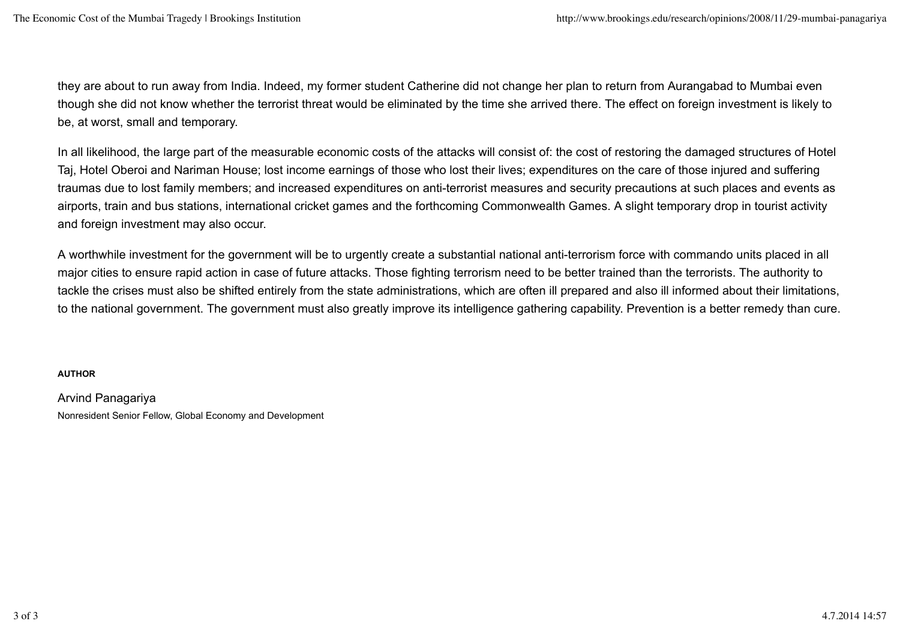they are about to run away from India. Indeed, my former student Catherine did not change her plan to return from Aurangabad to Mumbai even though she did not know whether the terrorist threat would be eliminated by the time she arrived there. The effect on foreign investment is likely to be, at worst, small and temporary.

In all likelihood, the large part of the measurable economic costs of the attacks will consist of: the cost of restoring the damaged structures of Hotel Taj, Hotel Oberoi and Nariman House; lost income earnings of those who lost their lives; expenditures on the care of those injured and suffering traumas due to lost family members; and increased expenditures on anti-terrorist measures and security precautions at such places and events as airports, train and bus stations, international cricket games and the forthcoming Commonwealth Games. A slight temporary drop in tourist activity and foreign investment may also occur.

A worthwhile investment for the government will be to urgently create a substantial national anti-terrorism force with commando units placed in all major cities to ensure rapid action in case of future attacks. Those fighting terrorism need to be better trained than the terrorists. The authority to tackle the crises must also be shifted entirely from the state administrations, which are often ill prepared and also ill informed about their limitations, to the national government. The government must also greatly improve its intelligence gathering capability. Prevention is a better remedy than cure.

**AUTHOR**

Arvind Panagariya

Nonresident Senior Fellow, Global Economy and Development